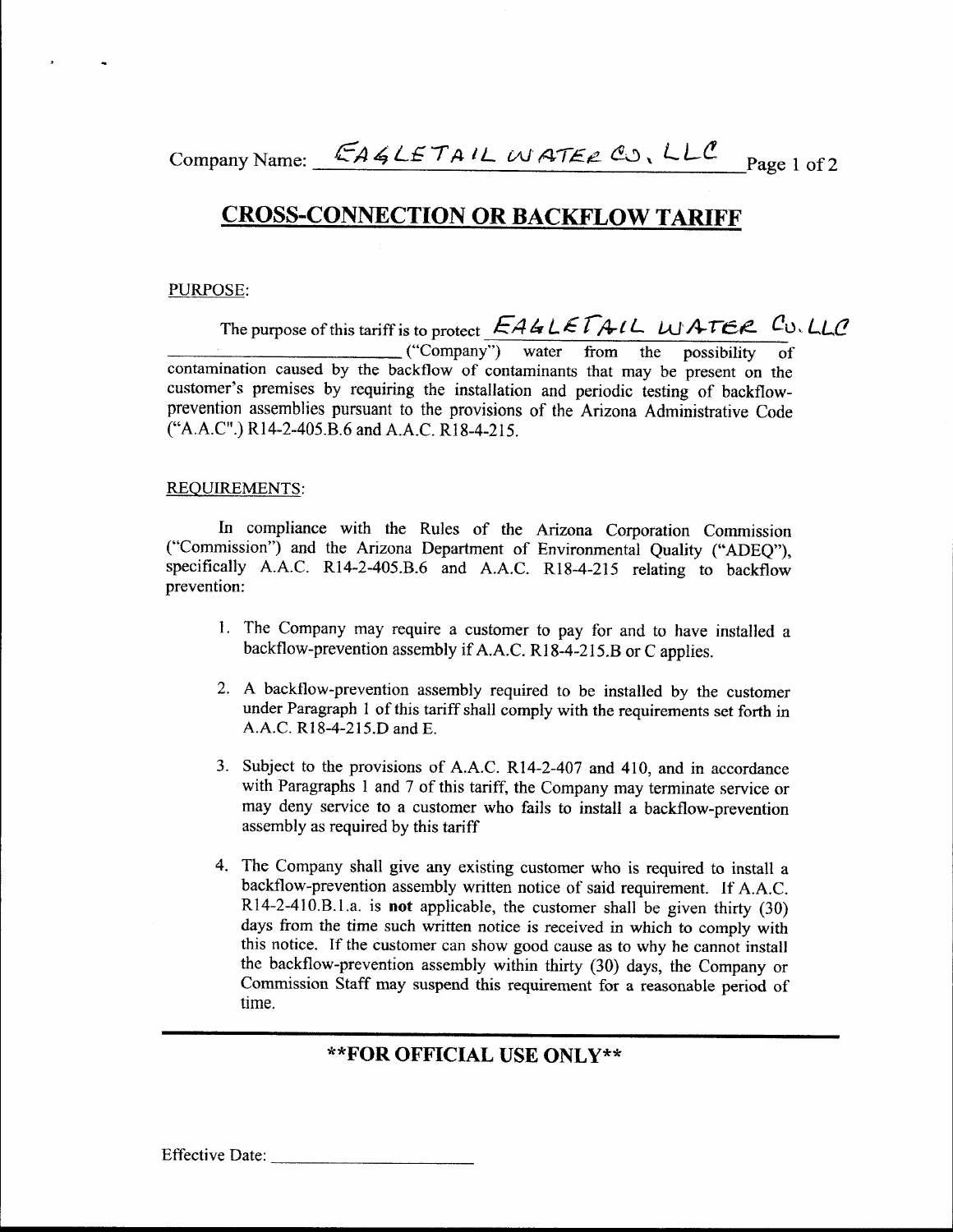Company Name: EAGLETAIL WATER CO., LLC

# CROSS-CONNECTION OR BACKFLOW TARIFF

PURPOSE:

The purpose of this tariff is to protect EAGLETAIL WATER CO. LLC ("Company") water from the possibility of contamination caused by the backflow of contaminants that may be present on the customer's premises by requiring the installation and periodic testing of backflow-prevention assemblies pursuant to the provisions of the Arizona Administrative Code ("A.A.C".) R14-2-405.B.6 and A.A.C. R18-4-215.

REQUIREMENTS:

In compliance with the Rules of the Arizona Corporation Commission ("Commission") and the Arizona Department of Environmental Quality ("ADEQ"), specifically A.A.C. R14-2-405.B.6 and A.A.C. R18-4-215 relating to backflow prevention:

1. The Company may require a customer to pay for and to have installed a backflow-prevention assembly if A.A.C. R18-4-215.B or C applies.

2. A backflow-prevention assembly required to be installed by the customer under Paragraph 1 of this tariff shall comply with the requirements set forth in A.A.C. R18-4-215.D and E.

3. Subject to the provisions of A.A.C. R14-2-407 and 410, and in accordance with Paragraphs 1 and 7 of this tariff, the Company may terminate service or may deny service to a customer who fails to install a backflow-prevention assembly as required by this tariff

4. The Company shall give any existing customer who is required to install a backflow-prevention assembly written notice of said requirement. If A.A.C. R14-2-410.B.1.a. is **not** applicable, the customer shall be given thirty (30) days from the time such written notice is received in which to comply with this notice. If the customer can show good cause as to why he cannot install the backflow-prevention assembly within thirty (30) days, the Company or Commission Staff may suspend this requirement for a reasonable period of time.

---

**FOR OFFICIAL USE ONLY**

Effective Date: ____________________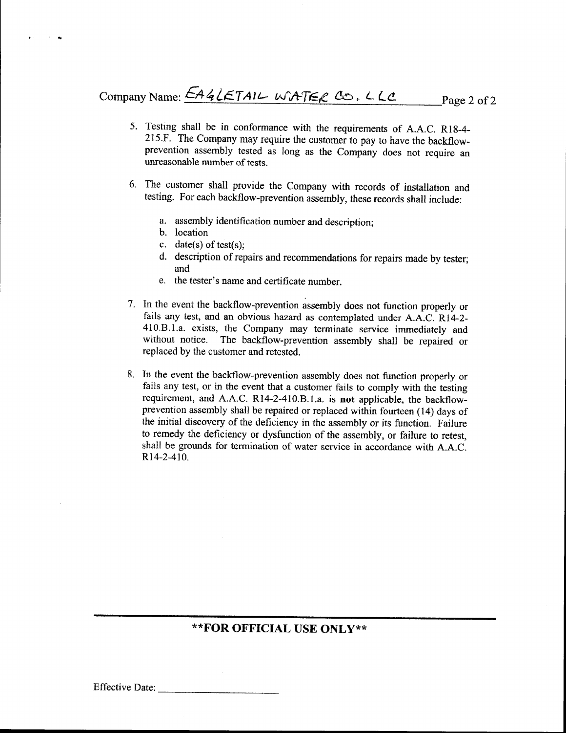Company Name: EAGLETAIL WATER CO. LLC

5. Testing shall be in conformance with the requirements of A.A.C. R18-4-215.F. The Company may require the customer to pay to have the backflow-prevention assembly tested as long as the Company does not require an unreasonable number of tests.

6. The customer shall provide the Company with records of installation and testing. For each backflow-prevention assembly, these records shall include:

   a. assembly identification number and description;
   b. location
   c. date(s) of test(s);
   d. description of repairs and recommendations for repairs made by tester; and
   e. the tester's name and certificate number.

7. In the event the backflow-prevention assembly does not function properly or fails any test, and an obvious hazard as contemplated under A.A.C. R14-2-410.B.1.a. exists, the Company may terminate service immediately and without notice. The backflow-prevention assembly shall be repaired or replaced by the customer and retested.

8. In the event the backflow-prevention assembly does not function properly or fails any test, or in the event that a customer fails to comply with the testing requirement, and A.A.C. R14-2-410.B.1.a. is **not** applicable, the backflow-prevention assembly shall be repaired or replaced within fourteen (14) days of the initial discovery of the deficiency in the assembly or its function. Failure to remedy the deficiency or dysfunction of the assembly, or failure to retest, shall be grounds for termination of water service in accordance with A.A.C. R14-2-410.

---

**\*\*FOR OFFICIAL USE ONLY\*\***

Effective Date: ______________________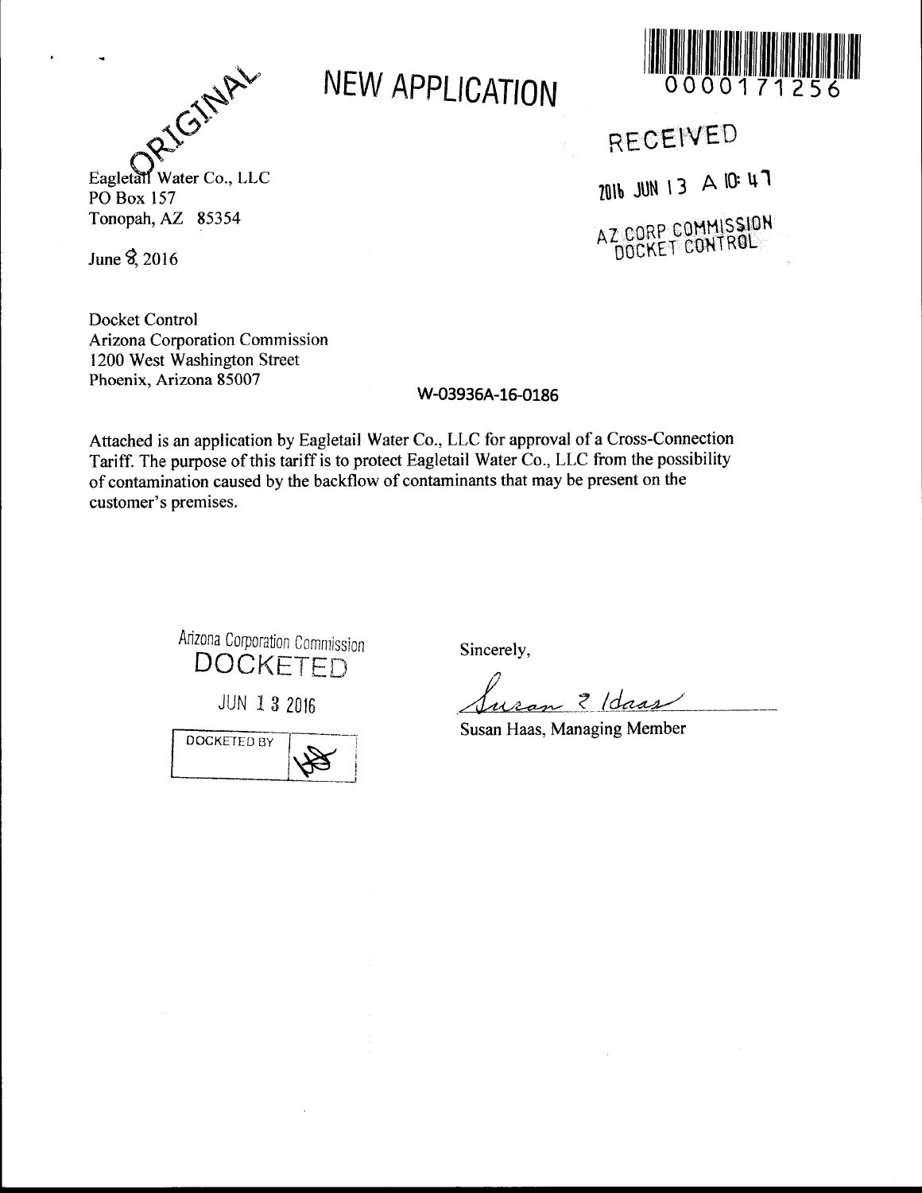ORIGINAL

# NEW APPLICATION

0000171256

RECEIVED

2016 JUN 13 A 10: 47

AZ CORP COMMISSION
DOCKET CONTROL

Eagletail Water Co., LLC
PO Box 157
Tonopah, AZ 85354

June 8, 2016

Docket Control
Arizona Corporation Commission
1200 West Washington Street
Phoenix, Arizona 85007

**W-03936A-16-0186**

Attached is an application by Eagletail Water Co., LLC for approval of a Cross-Connection Tariff. The purpose of this tariff is to protect Eagletail Water Co., LLC from the possibility of contamination caused by the backflow of contaminants that may be present on the customer's premises.

Arizona Corporation Commission
DOCKETED

JUN 13 2016

| DOCKETED BY | |
| --- | --- |

Sincerely,

Susan E Haas

Susan Haas, Managing Member